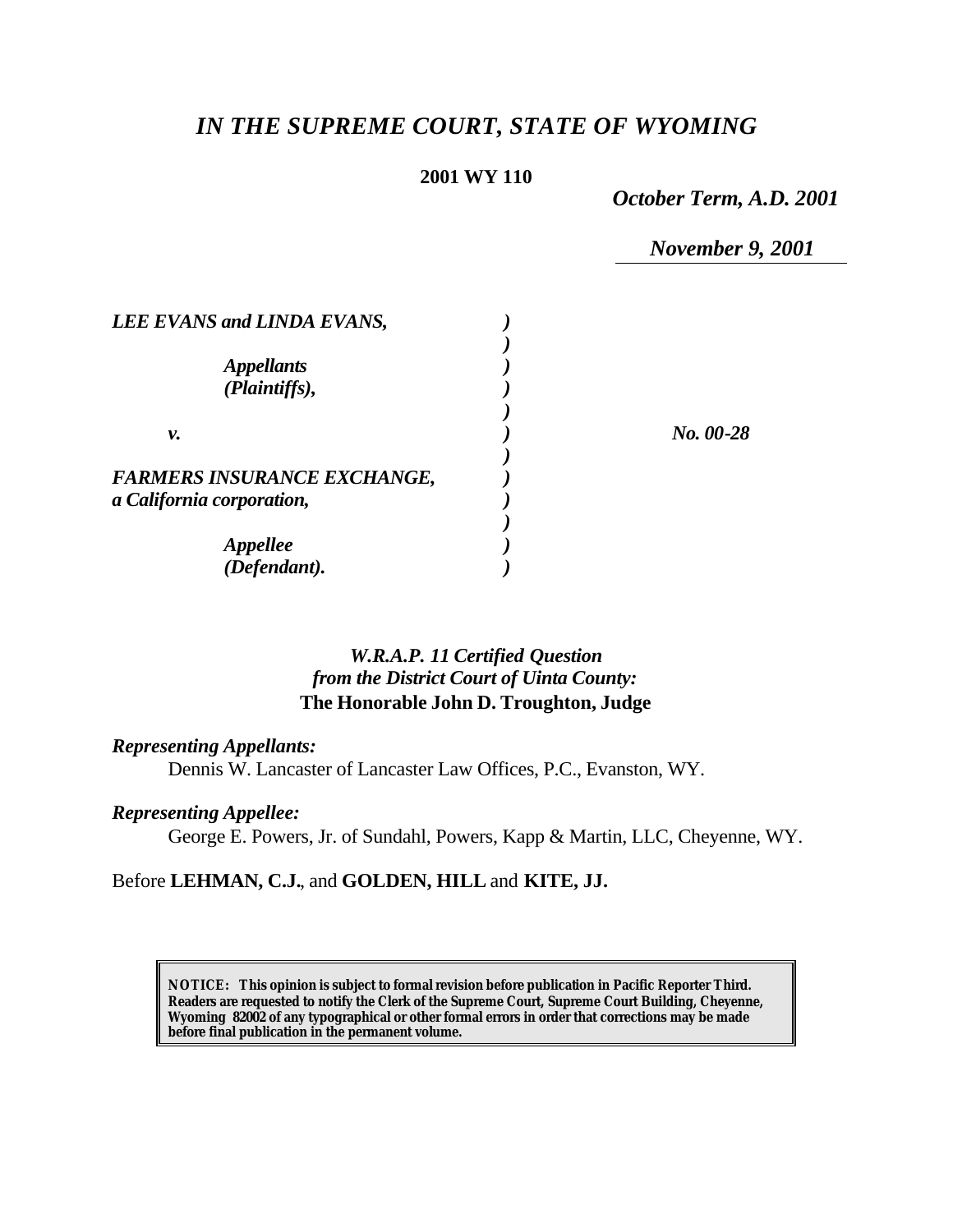# *IN THE SUPREME COURT, STATE OF WYOMING*

**2001 WY 110**

*October Term, A.D. 2001*

*November 9, 2001*

| | | |
|---|---|---|
| ***LEE EVANS and LINDA EVANS,*** | ***)*** | |
| | ***)*** | |
| ***Appellants*** | ***)*** | |
| ***(Plaintiffs),*** | ***)*** | |
| | ***)*** | |
| ***v.*** | ***)*** | ***No. 00-28*** |
| | ***)*** | |
| ***FARMERS INSURANCE EXCHANGE,*** | ***)*** | |
| ***a California corporation,*** | ***)*** | |
| | ***)*** | |
| ***Appellee*** | ***)*** | |
| ***(Defendant).*** | ***)*** | |

*W.R.A.P. 11 Certified Question*
*from the District Court of Uinta County:*
**The Honorable John D. Troughton, Judge**

***Representing Appellants:***

Dennis W. Lancaster of Lancaster Law Offices, P.C., Evanston, WY.

***Representing Appellee:***

George E. Powers, Jr. of Sundahl, Powers, Kapp & Martin, LLC, Cheyenne, WY.

Before **LEHMAN, C.J.**, and **GOLDEN, HILL** and **KITE, JJ.**

> **NOTICE: This opinion is subject to formal revision before publication in Pacific Reporter Third. Readers are requested to notify the Clerk of the Supreme Court, Supreme Court Building, Cheyenne, Wyoming 82002 of any typographical or other formal errors in order that corrections may be made before final publication in the permanent volume.**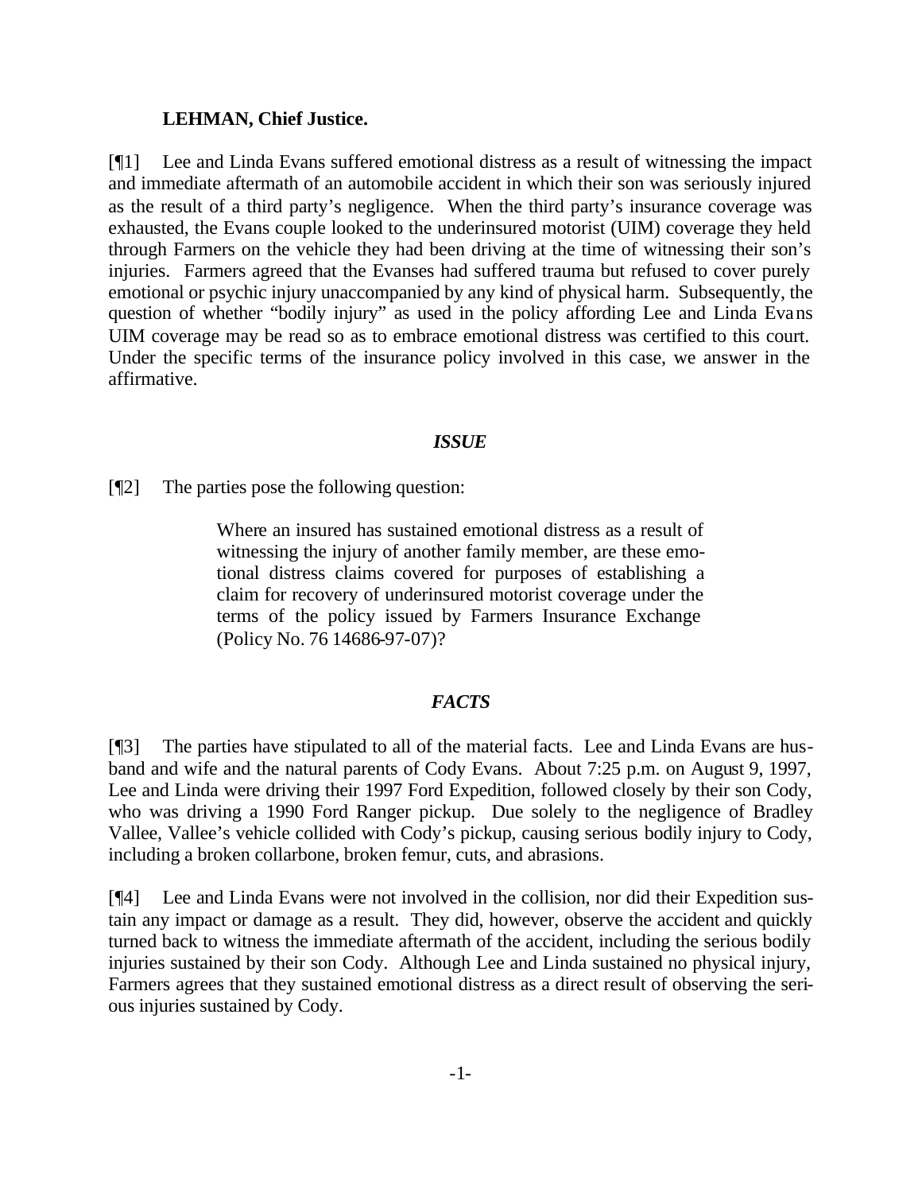**LEHMAN, Chief Justice.**

[¶1] Lee and Linda Evans suffered emotional distress as a result of witnessing the impact and immediate aftermath of an automobile accident in which their son was seriously injured as the result of a third party's negligence. When the third party's insurance coverage was exhausted, the Evans couple looked to the underinsured motorist (UIM) coverage they held through Farmers on the vehicle they had been driving at the time of witnessing their son's injuries. Farmers agreed that the Evanses had suffered trauma but refused to cover purely emotional or psychic injury unaccompanied by any kind of physical harm. Subsequently, the question of whether "bodily injury" as used in the policy affording Lee and Linda Evans UIM coverage may be read so as to embrace emotional distress was certified to this court. Under the specific terms of the insurance policy involved in this case, we answer in the affirmative.

## *ISSUE*

[¶2] The parties pose the following question:

> Where an insured has sustained emotional distress as a result of witnessing the injury of another family member, are these emotional distress claims covered for purposes of establishing a claim for recovery of underinsured motorist coverage under the terms of the policy issued by Farmers Insurance Exchange (Policy No. 76 14686-97-07)?

## *FACTS*

[¶3] The parties have stipulated to all of the material facts. Lee and Linda Evans are husband and wife and the natural parents of Cody Evans. About 7:25 p.m. on August 9, 1997, Lee and Linda were driving their 1997 Ford Expedition, followed closely by their son Cody, who was driving a 1990 Ford Ranger pickup. Due solely to the negligence of Bradley Vallee, Vallee's vehicle collided with Cody's pickup, causing serious bodily injury to Cody, including a broken collarbone, broken femur, cuts, and abrasions.

[¶4] Lee and Linda Evans were not involved in the collision, nor did their Expedition sustain any impact or damage as a result. They did, however, observe the accident and quickly turned back to witness the immediate aftermath of the accident, including the serious bodily injuries sustained by their son Cody. Although Lee and Linda sustained no physical injury, Farmers agrees that they sustained emotional distress as a direct result of observing the serious injuries sustained by Cody.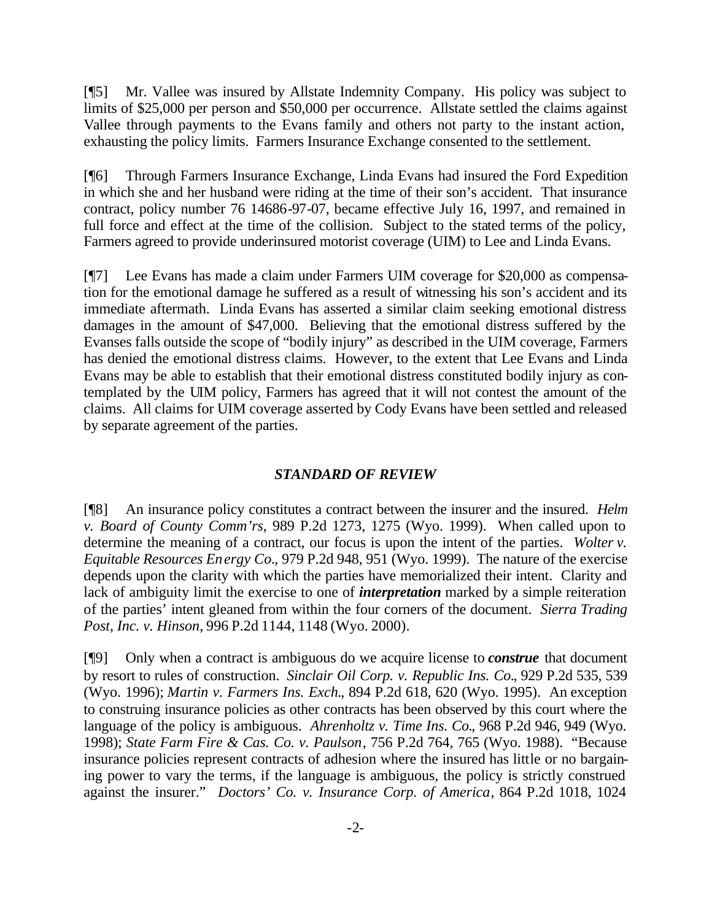[¶5] Mr. Vallee was insured by Allstate Indemnity Company. His policy was subject to limits of $25,000 per person and $50,000 per occurrence. Allstate settled the claims against Vallee through payments to the Evans family and others not party to the instant action, exhausting the policy limits. Farmers Insurance Exchange consented to the settlement.

[¶6] Through Farmers Insurance Exchange, Linda Evans had insured the Ford Expedition in which she and her husband were riding at the time of their son's accident. That insurance contract, policy number 76 14686-97-07, became effective July 16, 1997, and remained in full force and effect at the time of the collision. Subject to the stated terms of the policy, Farmers agreed to provide underinsured motorist coverage (UIM) to Lee and Linda Evans.

[¶7] Lee Evans has made a claim under Farmers UIM coverage for $20,000 as compensation for the emotional damage he suffered as a result of witnessing his son's accident and its immediate aftermath. Linda Evans has asserted a similar claim seeking emotional distress damages in the amount of $47,000. Believing that the emotional distress suffered by the Evanses falls outside the scope of "bodily injury" as described in the UIM coverage, Farmers has denied the emotional distress claims. However, to the extent that Lee Evans and Linda Evans may be able to establish that their emotional distress constituted bodily injury as contemplated by the UIM policy, Farmers has agreed that it will not contest the amount of the claims. All claims for UIM coverage asserted by Cody Evans have been settled and released by separate agreement of the parties.

### *STANDARD OF REVIEW*

[¶8] An insurance policy constitutes a contract between the insurer and the insured. *Helm v. Board of County Comm'rs*, 989 P.2d 1273, 1275 (Wyo. 1999). When called upon to determine the meaning of a contract, our focus is upon the intent of the parties. *Wolter v. Equitable Resources Energy Co.*, 979 P.2d 948, 951 (Wyo. 1999). The nature of the exercise depends upon the clarity with which the parties have memorialized their intent. Clarity and lack of ambiguity limit the exercise to one of ***interpretation*** marked by a simple reiteration of the parties' intent gleaned from within the four corners of the document. *Sierra Trading Post, Inc. v. Hinson*, 996 P.2d 1144, 1148 (Wyo. 2000).

[¶9] Only when a contract is ambiguous do we acquire license to ***construe*** that document by resort to rules of construction. *Sinclair Oil Corp. v. Republic Ins. Co.*, 929 P.2d 535, 539 (Wyo. 1996); *Martin v. Farmers Ins. Exch.*, 894 P.2d 618, 620 (Wyo. 1995). An exception to construing insurance policies as other contracts has been observed by this court where the language of the policy is ambiguous. *Ahrenholtz v. Time Ins. Co.*, 968 P.2d 946, 949 (Wyo. 1998); *State Farm Fire & Cas. Co. v. Paulson*, 756 P.2d 764, 765 (Wyo. 1988). "Because insurance policies represent contracts of adhesion where the insured has little or no bargaining power to vary the terms, if the language is ambiguous, the policy is strictly construed against the insurer." *Doctors' Co. v. Insurance Corp. of America*, 864 P.2d 1018, 1024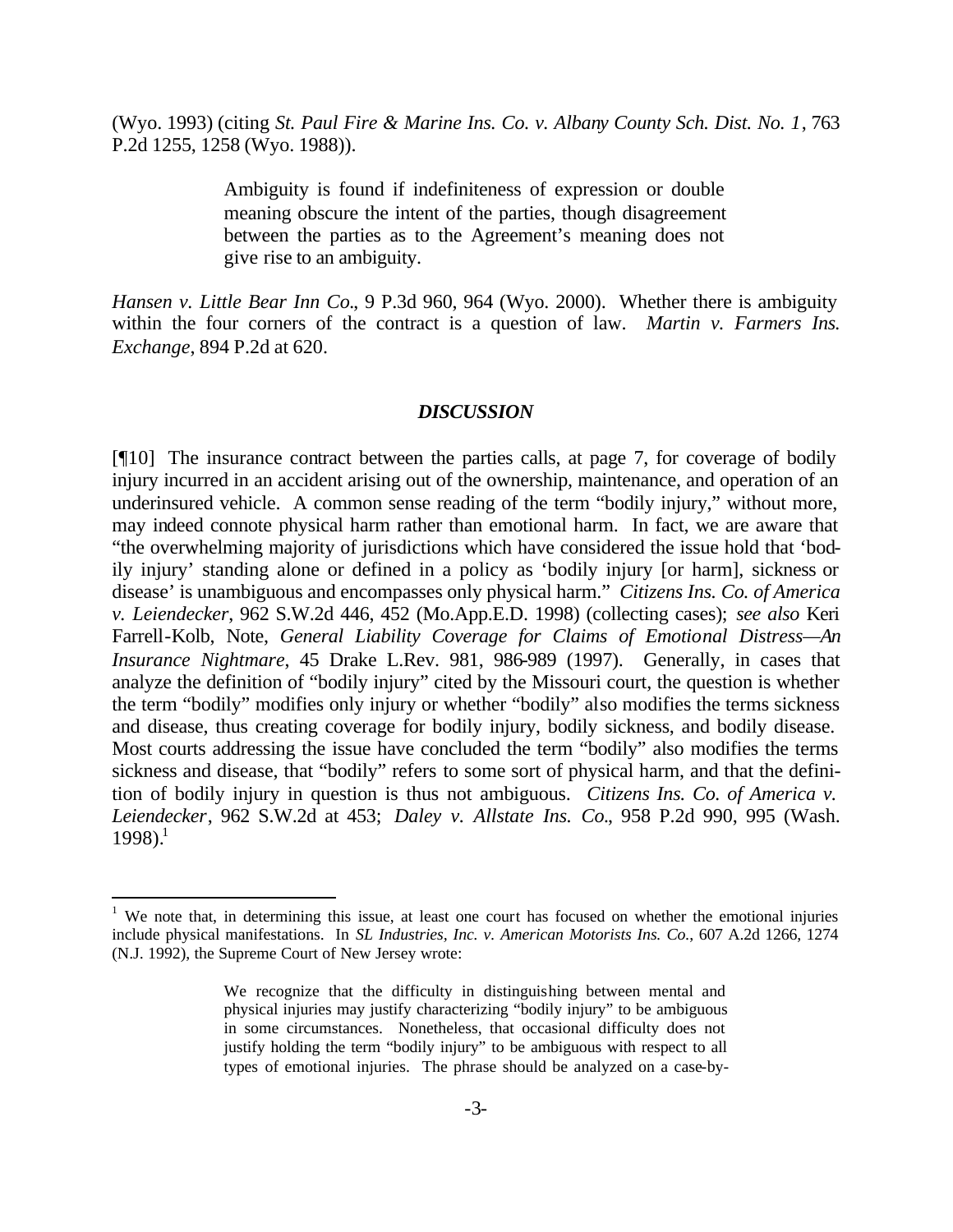(Wyo. 1993) (citing *St. Paul Fire & Marine Ins. Co. v. Albany County Sch. Dist. No. 1*, 763 P.2d 1255, 1258 (Wyo. 1988)).

> Ambiguity is found if indefiniteness of expression or double meaning obscure the intent of the parties, though disagreement between the parties as to the Agreement's meaning does not give rise to an ambiguity.

*Hansen v. Little Bear Inn Co.*, 9 P.3d 960, 964 (Wyo. 2000). Whether there is ambiguity within the four corners of the contract is a question of law. *Martin v. Farmers Ins. Exchange*, 894 P.2d at 620.

## *DISCUSSION*

[¶10] The insurance contract between the parties calls, at page 7, for coverage of bodily injury incurred in an accident arising out of the ownership, maintenance, and operation of an underinsured vehicle. A common sense reading of the term "bodily injury," without more, may indeed connote physical harm rather than emotional harm. In fact, we are aware that "the overwhelming majority of jurisdictions which have considered the issue hold that 'bodily injury' standing alone or defined in a policy as 'bodily injury [or harm], sickness or disease' is unambiguous and encompasses only physical harm." *Citizens Ins. Co. of America v. Leiendecker*, 962 S.W.2d 446, 452 (Mo.App.E.D. 1998) (collecting cases); *see also* Keri Farrell-Kolb, Note, *General Liability Coverage for Claims of Emotional Distress—An Insurance Nightmare*, 45 Drake L.Rev. 981, 986-989 (1997). Generally, in cases that analyze the definition of "bodily injury" cited by the Missouri court, the question is whether the term "bodily" modifies only injury or whether "bodily" also modifies the terms sickness and disease, thus creating coverage for bodily injury, bodily sickness, and bodily disease. Most courts addressing the issue have concluded the term "bodily" also modifies the terms sickness and disease, that "bodily" refers to some sort of physical harm, and that the definition of bodily injury in question is thus not ambiguous. *Citizens Ins. Co. of America v. Leiendecker*, 962 S.W.2d at 453; *Daley v. Allstate Ins. Co.*, 958 P.2d 990, 995 (Wash. 1998).[1]

---

[1] We note that, in determining this issue, at least one court has focused on whether the emotional injuries include physical manifestations. In *SL Industries, Inc. v. American Motorists Ins. Co.*, 607 A.2d 1266, 1274 (N.J. 1992), the Supreme Court of New Jersey wrote:

> We recognize that the difficulty in distinguishing between mental and physical injuries may justify characterizing "bodily injury" to be ambiguous in some circumstances. Nonetheless, that occasional difficulty does not justify holding the term "bodily injury" to be ambiguous with respect to all types of emotional injuries. The phrase should be analyzed on a case-by-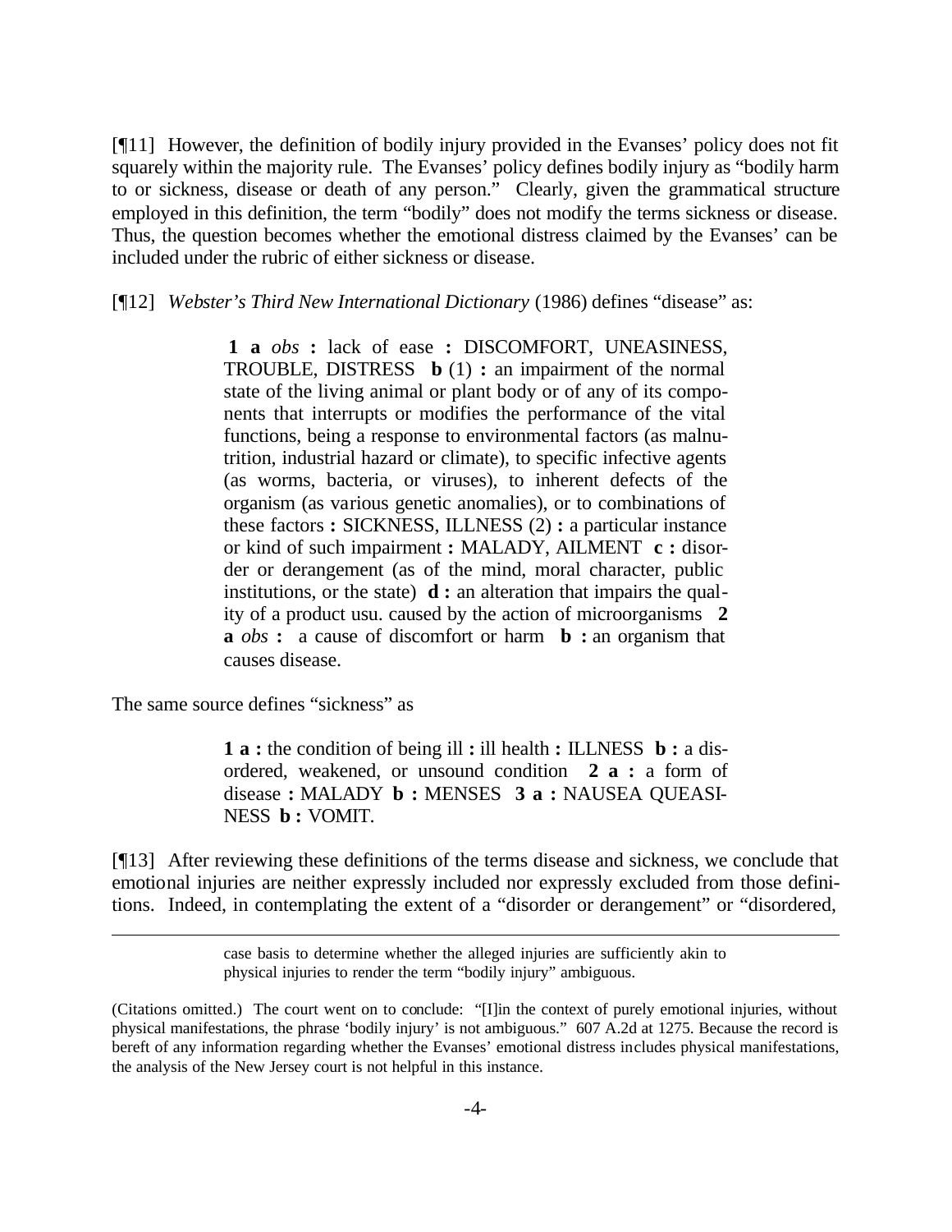[¶11] However, the definition of bodily injury provided in the Evanses' policy does not fit squarely within the majority rule. The Evanses' policy defines bodily injury as "bodily harm to or sickness, disease or death of any person." Clearly, given the grammatical structure employed in this definition, the term "bodily" does not modify the terms sickness or disease. Thus, the question becomes whether the emotional distress claimed by the Evanses' can be included under the rubric of either sickness or disease.

[¶12] *Webster's Third New International Dictionary* (1986) defines "disease" as:

> **1 a** *obs* **:** lack of ease **:** DISCOMFORT, UNEASINESS, TROUBLE, DISTRESS **b** (1) **:** an impairment of the normal state of the living animal or plant body or of any of its components that interrupts or modifies the performance of the vital functions, being a response to environmental factors (as malnutrition, industrial hazard or climate), to specific infective agents (as worms, bacteria, or viruses), to inherent defects of the organism (as various genetic anomalies), or to combinations of these factors **:** SICKNESS, ILLNESS (2) **:** a particular instance or kind of such impairment **:** MALADY, AILMENT **c :** disorder or derangement (as of the mind, moral character, public institutions, or the state) **d :** an alteration that impairs the quality of a product usu. caused by the action of microorganisms **2 a** *obs* **:** a cause of discomfort or harm **b :** an organism that causes disease.

The same source defines "sickness" as

> **1 a :** the condition of being ill **:** ill health **:** ILLNESS **b :** a disordered, weakened, or unsound condition **2 a :** a form of disease **:** MALADY **b :** MENSES **3 a :** NAUSEA QUEASINESS **b :** VOMIT.

[¶13] After reviewing these definitions of the terms disease and sickness, we conclude that emotional injuries are neither expressly included nor expressly excluded from those definitions. Indeed, in contemplating the extent of a "disorder or derangement" or "disordered,

---

> case basis to determine whether the alleged injuries are sufficiently akin to physical injuries to render the term "bodily injury" ambiguous.

(Citations omitted.) The court went on to conclude: "[I]in the context of purely emotional injuries, without physical manifestations, the phrase 'bodily injury' is not ambiguous." 607 A.2d at 1275. Because the record is bereft of any information regarding whether the Evanses' emotional distress includes physical manifestations, the analysis of the New Jersey court is not helpful in this instance.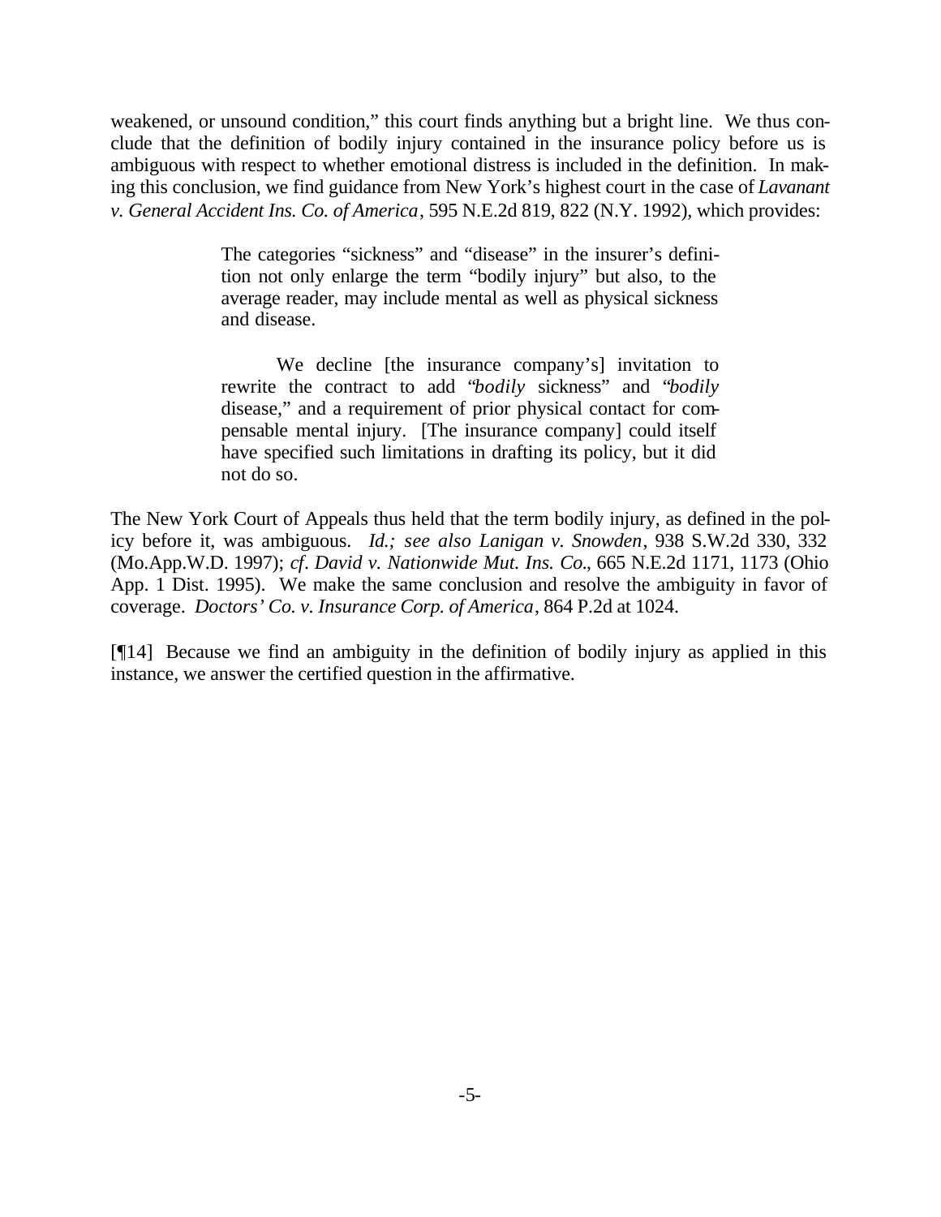weakened, or unsound condition," this court finds anything but a bright line. We thus conclude that the definition of bodily injury contained in the insurance policy before us is ambiguous with respect to whether emotional distress is included in the definition. In making this conclusion, we find guidance from New York's highest court in the case of *Lavanant v. General Accident Ins. Co. of America*, 595 N.E.2d 819, 822 (N.Y. 1992), which provides:

> The categories "sickness" and "disease" in the insurer's definition not only enlarge the term "bodily injury" but also, to the average reader, may include mental as well as physical sickness and disease.
>
> We decline [the insurance company's] invitation to rewrite the contract to add "*bodily* sickness" and "*bodily* disease," and a requirement of prior physical contact for compensable mental injury. [The insurance company] could itself have specified such limitations in drafting its policy, but it did not do so.

The New York Court of Appeals thus held that the term bodily injury, as defined in the policy before it, was ambiguous. *Id.; see also Lanigan v. Snowden*, 938 S.W.2d 330, 332 (Mo.App.W.D. 1997); *cf. David v. Nationwide Mut. Ins. Co.*, 665 N.E.2d 1171, 1173 (Ohio App. 1 Dist. 1995). We make the same conclusion and resolve the ambiguity in favor of coverage. *Doctors' Co. v. Insurance Corp. of America*, 864 P.2d at 1024.

[¶14] Because we find an ambiguity in the definition of bodily injury as applied in this instance, we answer the certified question in the affirmative.